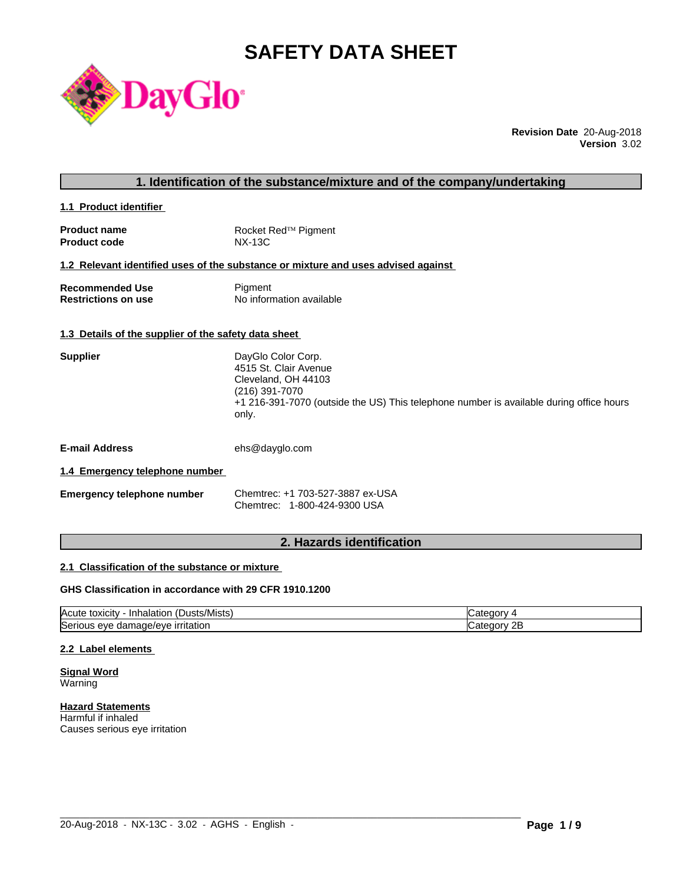# SAFETY DATA SHEET

**Revision Date** 20-Aug-2018
**Version** 3.02

## 1. Identification of the substance/mixture and of the company/undertaking

### 1.1 Product identifier

**Product name** Rocket Red™ Pigment
**Product code** NX-13C

### 1.2 Relevant identified uses of the substance or mixture and uses advised against

**Recommended Use** Pigment
**Restrictions on use** No information available

### 1.3 Details of the supplier of the safety data sheet

**Supplier**
DayGlo Color Corp.
4515 St. Clair Avenue
Cleveland, OH 44103
(216) 391-7070
+1 216-391-7070 (outside the US) This telephone number is available during office hours only.

**E-mail Address** ehs@dayglo.com

### 1.4 Emergency telephone number

**Emergency telephone number**
Chemtrec: +1 703-527-3887 ex-USA
Chemtrec: 1-800-424-9300 USA

## 2. Hazards identification

### 2.1 Classification of the substance or mixture

**GHS Classification in accordance with 29 CFR 1910.1200**

| | |
|---|---|
| Acute toxicity - Inhalation (Dusts/Mists) | Category 4 |
| Serious eye damage/eye irritation | Category 2B |

### 2.2 Label elements

**Signal Word**
Warning

**Hazard Statements**
Harmful if inhaled
Causes serious eye irritation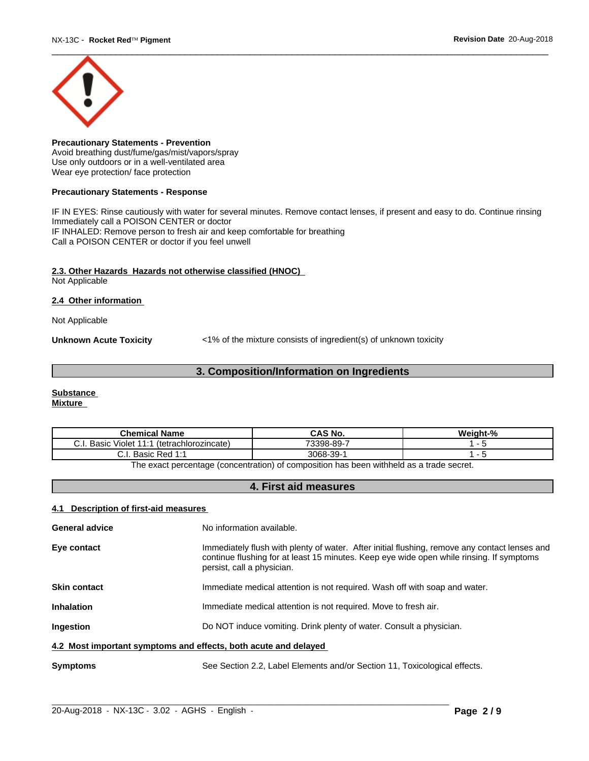**Precautionary Statements - Prevention**
Avoid breathing dust/fume/gas/mist/vapors/spray
Use only outdoors or in a well-ventilated area
Wear eye protection/ face protection

**Precautionary Statements - Response**

IF IN EYES: Rinse cautiously with water for several minutes. Remove contact lenses, if present and easy to do. Continue rinsing
Immediately call a POISON CENTER or doctor
IF INHALED: Remove person to fresh air and keep comfortable for breathing
Call a POISON CENTER or doctor if you feel unwell

### 2.3. Other Hazards Hazards not otherwise classified (HNOC)

Not Applicable

### 2.4 Other information

Not Applicable

**Unknown Acute Toxicity** <1% of the mixture consists of ingredient(s) of unknown toxicity

## 3. Composition/Information on Ingredients

**Substance**
**Mixture**

| Chemical Name | CAS No. | Weight-% |
|---|---|---|
| C.I. Basic Violet 11:1 (tetrachlorozincate) | 73398-89-7 | 1 - 5 |
| C.I. Basic Red 1:1 | 3068-39-1 | 1 - 5 |

The exact percentage (concentration) of composition has been withheld as a trade secret.

## 4. First aid measures

### 4.1 Description of first-aid measures

**General advice** No information available.

**Eye contact** Immediately flush with plenty of water. After initial flushing, remove any contact lenses and continue flushing for at least 15 minutes. Keep eye wide open while rinsing. If symptoms persist, call a physician.

**Skin contact** Immediate medical attention is not required. Wash off with soap and water.

**Inhalation** Immediate medical attention is not required. Move to fresh air.

**Ingestion** Do NOT induce vomiting. Drink plenty of water. Consult a physician.

### 4.2 Most important symptoms and effects, both acute and delayed

**Symptoms** See Section 2.2, Label Elements and/or Section 11, Toxicological effects.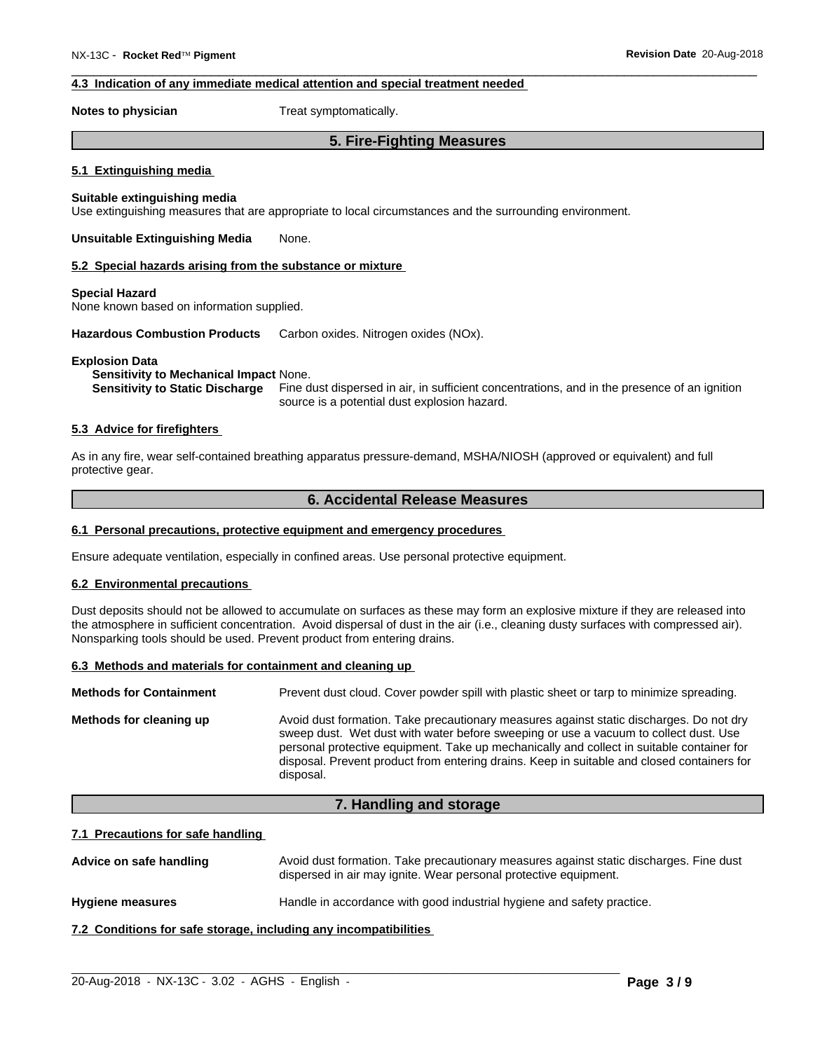#### 4.3 Indication of any immediate medical attention and special treatment needed

**Notes to physician** Treat symptomatically.

## 5. Fire-Fighting Measures

#### 5.1 Extinguishing media

**Suitable extinguishing media**
Use extinguishing measures that are appropriate to local circumstances and the surrounding environment.

**Unsuitable Extinguishing Media** None.

#### 5.2 Special hazards arising from the substance or mixture

**Special Hazard**
None known based on information supplied.

**Hazardous Combustion Products** Carbon oxides. Nitrogen oxides (NOx).

**Explosion Data**
**Sensitivity to Mechanical Impact** None.
**Sensitivity to Static Discharge** Fine dust dispersed in air, in sufficient concentrations, and in the presence of an ignition source is a potential dust explosion hazard.

#### 5.3 Advice for firefighters

As in any fire, wear self-contained breathing apparatus pressure-demand, MSHA/NIOSH (approved or equivalent) and full protective gear.

## 6. Accidental Release Measures

#### 6.1 Personal precautions, protective equipment and emergency procedures

Ensure adequate ventilation, especially in confined areas. Use personal protective equipment.

#### 6.2 Environmental precautions

Dust deposits should not be allowed to accumulate on surfaces as these may form an explosive mixture if they are released into the atmosphere in sufficient concentration. Avoid dispersal of dust in the air (i.e., cleaning dusty surfaces with compressed air). Nonsparking tools should be used. Prevent product from entering drains.

#### 6.3 Methods and materials for containment and cleaning up

**Methods for Containment** Prevent dust cloud. Cover powder spill with plastic sheet or tarp to minimize spreading.

**Methods for cleaning up** Avoid dust formation. Take precautionary measures against static discharges. Do not dry sweep dust. Wet dust with water before sweeping or use a vacuum to collect dust. Use personal protective equipment. Take up mechanically and collect in suitable container for disposal. Prevent product from entering drains. Keep in suitable and closed containers for disposal.

## 7. Handling and storage

#### 7.1 Precautions for safe handling

**Advice on safe handling** Avoid dust formation. Take precautionary measures against static discharges. Fine dust dispersed in air may ignite. Wear personal protective equipment.

**Hygiene measures** Handle in accordance with good industrial hygiene and safety practice.

#### 7.2 Conditions for safe storage, including any incompatibilities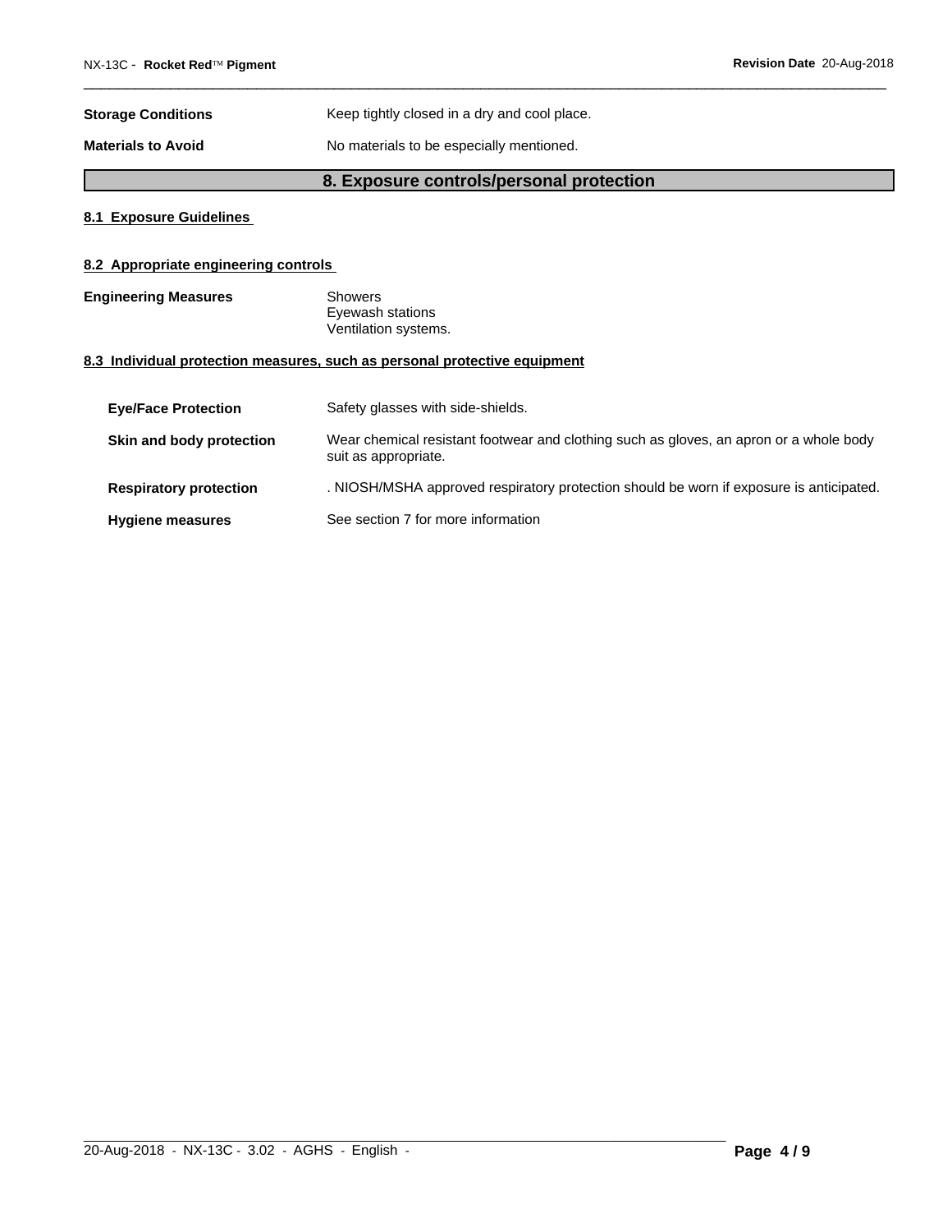**Storage Conditions** Keep tightly closed in a dry and cool place.

**Materials to Avoid** No materials to be especially mentioned.

## 8. Exposure controls/personal protection

### 8.1 Exposure Guidelines

### 8.2 Appropriate engineering controls

**Engineering Measures**

Showers
Eyewash stations
Ventilation systems.

### 8.3 Individual protection measures, such as personal protective equipment

**Eye/Face Protection** Safety glasses with side-shields.

**Skin and body protection** Wear chemical resistant footwear and clothing such as gloves, an apron or a whole body suit as appropriate.

**Respiratory protection** . NIOSH/MSHA approved respiratory protection should be worn if exposure is anticipated.

**Hygiene measures** See section 7 for more information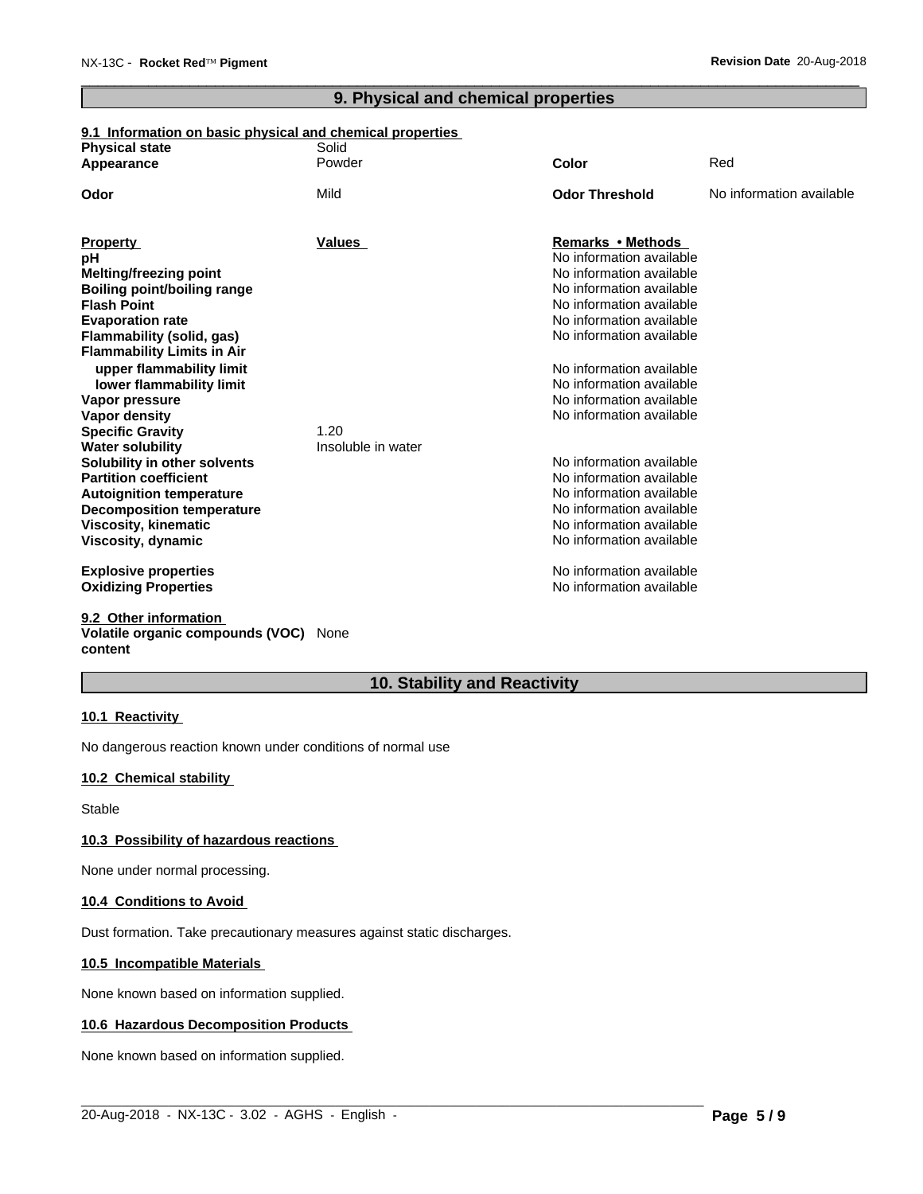## 9. Physical and chemical properties

### 9.1 Information on basic physical and chemical properties

| | | | |
|---|---|---|---|
| **Physical state** | Solid | | |
| **Appearance** | Powder | **Color** | Red |
| **Odor** | Mild | **Odor Threshold** | No information available |

| **Property** | **Values** | **Remarks • Methods** |
|---|---|---|
| **pH** | | No information available |
| **Melting/freezing point** | | No information available |
| **Boiling point/boiling range** | | No information available |
| **Flash Point** | | No information available |
| **Evaporation rate** | | No information available |
| **Flammability (solid, gas)** | | No information available |
| **Flammability Limits in Air** | | |
| **upper flammability limit** | | No information available |
| **lower flammability limit** | | No information available |
| **Vapor pressure** | | No information available |
| **Vapor density** | | No information available |
| **Specific Gravity** | 1.20 | |
| **Water solubility** | Insoluble in water | |
| **Solubility in other solvents** | | No information available |
| **Partition coefficient** | | No information available |
| **Autoignition temperature** | | No information available |
| **Decomposition temperature** | | No information available |
| **Viscosity, kinematic** | | No information available |
| **Viscosity, dynamic** | | No information available |
| **Explosive properties** | | No information available |
| **Oxidizing Properties** | | No information available |

### 9.2 Other information

**Volatile organic compounds (VOC) content** None

## 10. Stability and Reactivity

### 10.1 Reactivity

No dangerous reaction known under conditions of normal use

### 10.2 Chemical stability

Stable

### 10.3 Possibility of hazardous reactions

None under normal processing.

### 10.4 Conditions to Avoid

Dust formation. Take precautionary measures against static discharges.

### 10.5 Incompatible Materials

None known based on information supplied.

### 10.6 Hazardous Decomposition Products

None known based on information supplied.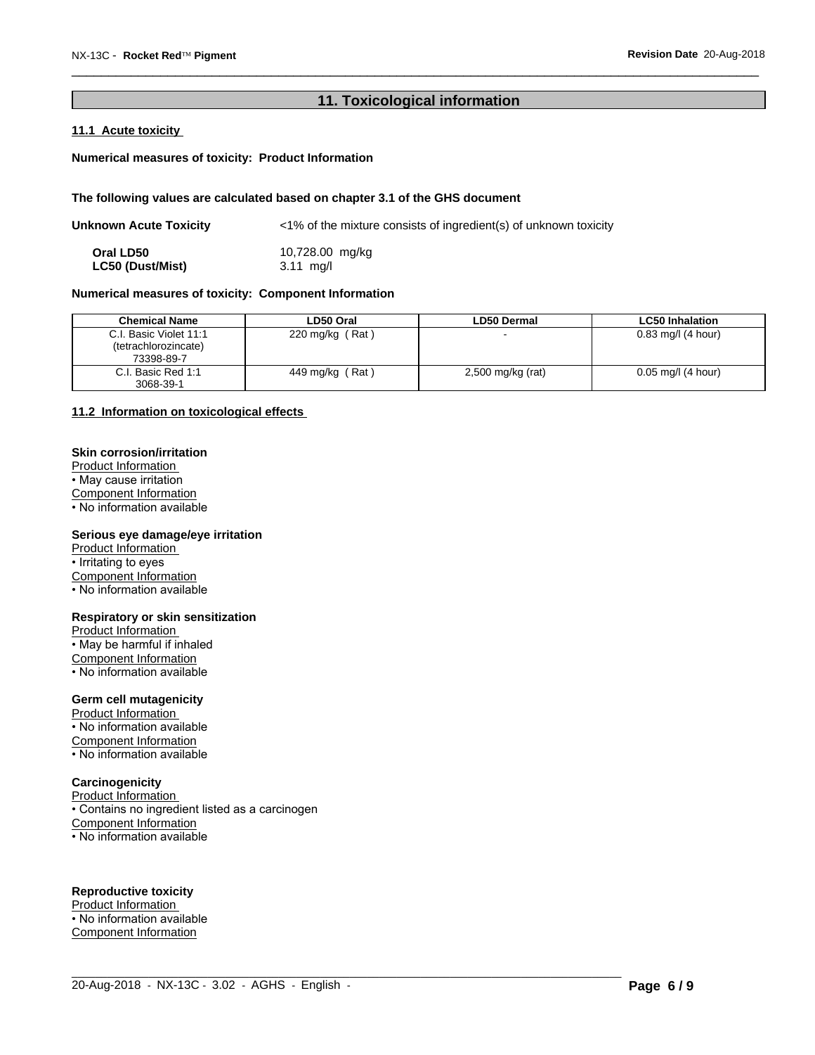## 11. Toxicological information

### 11.1 Acute toxicity

**Numerical measures of toxicity: Product Information**

**The following values are calculated based on chapter 3.1 of the GHS document**

**Unknown Acute Toxicity** <1% of the mixture consists of ingredient(s) of unknown toxicity

**Oral LD50** 10,728.00 mg/kg
**LC50 (Dust/Mist)** 3.11 mg/l

**Numerical measures of toxicity: Component Information**

| Chemical Name | LD50 Oral | LD50 Dermal | LC50 Inhalation |
|---|---|---|---|
| C.I. Basic Violet 11:1 (tetrachlorozincate) 73398-89-7 | 220 mg/kg ( Rat ) | - | 0.83 mg/l (4 hour) |
| C.I. Basic Red 1:1 3068-39-1 | 449 mg/kg ( Rat ) | 2,500 mg/kg (rat) | 0.05 mg/l (4 hour) |

### 11.2 Information on toxicological effects

**Skin corrosion/irritation**
Product Information
• May cause irritation
Component Information
• No information available

**Serious eye damage/eye irritation**
Product Information
• Irritating to eyes
Component Information
• No information available

**Respiratory or skin sensitization**
Product Information
• May be harmful if inhaled
Component Information
• No information available

**Germ cell mutagenicity**
Product Information
• No information available
Component Information
• No information available

**Carcinogenicity**
Product Information
• Contains no ingredient listed as a carcinogen
Component Information
• No information available

**Reproductive toxicity**
Product Information
• No information available
Component Information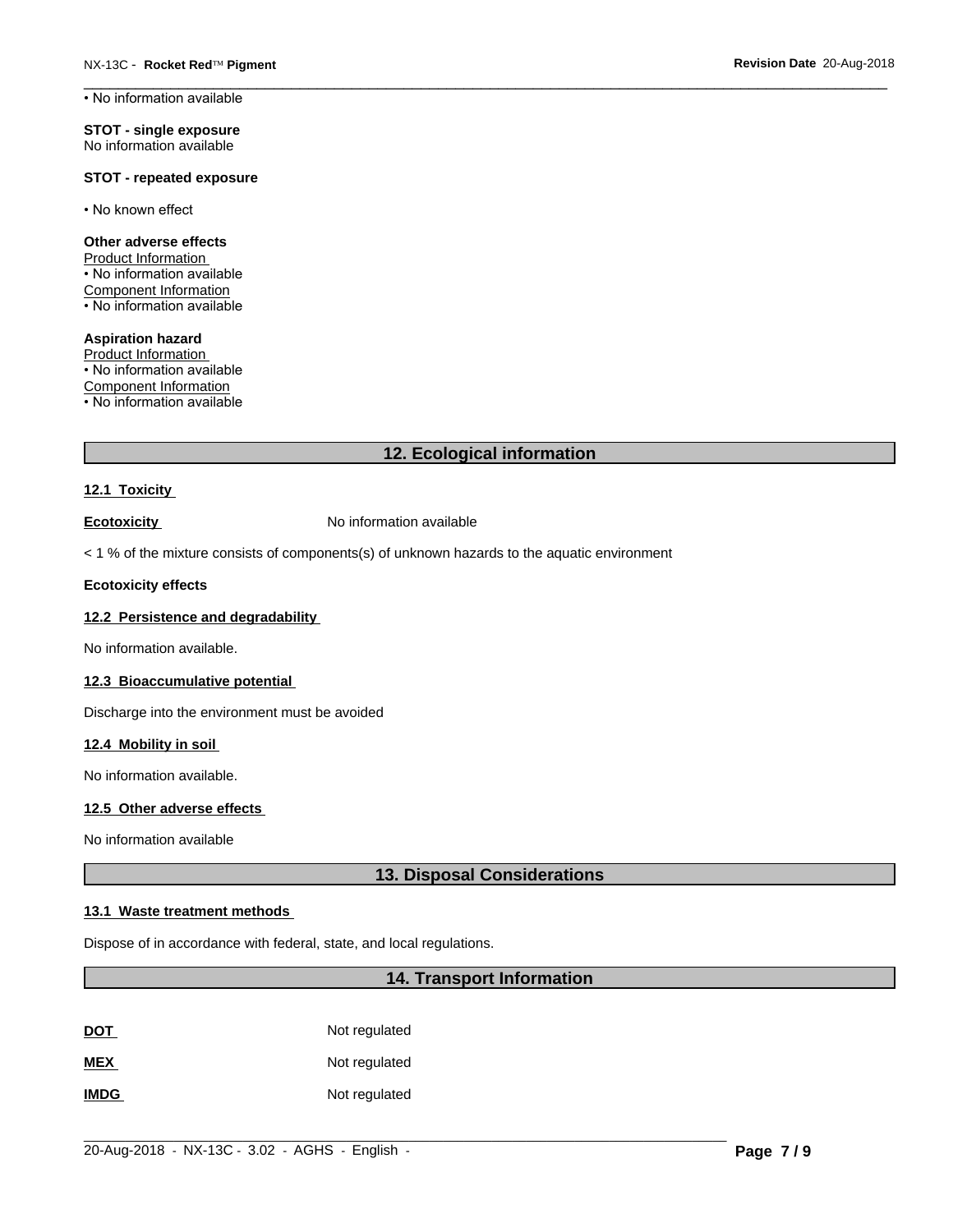• No information available

**STOT - single exposure**
No information available

**STOT - repeated exposure**

• No known effect

**Other adverse effects**
Product Information
• No information available
Component Information
• No information available

**Aspiration hazard**
Product Information
• No information available
Component Information
• No information available

## 12. Ecological information

### 12.1 Toxicity

**Ecotoxicity** No information available

< 1 % of the mixture consists of components(s) of unknown hazards to the aquatic environment

**Ecotoxicity effects**

### 12.2 Persistence and degradability

No information available.

### 12.3 Bioaccumulative potential

Discharge into the environment must be avoided

### 12.4 Mobility in soil

No information available.

### 12.5 Other adverse effects

No information available

## 13. Disposal Considerations

### 13.1 Waste treatment methods

Dispose of in accordance with federal, state, and local regulations.

## 14. Transport Information

| | |
|---|---|
| **DOT** | Not regulated |
| **MEX** | Not regulated |
| **IMDG** | Not regulated |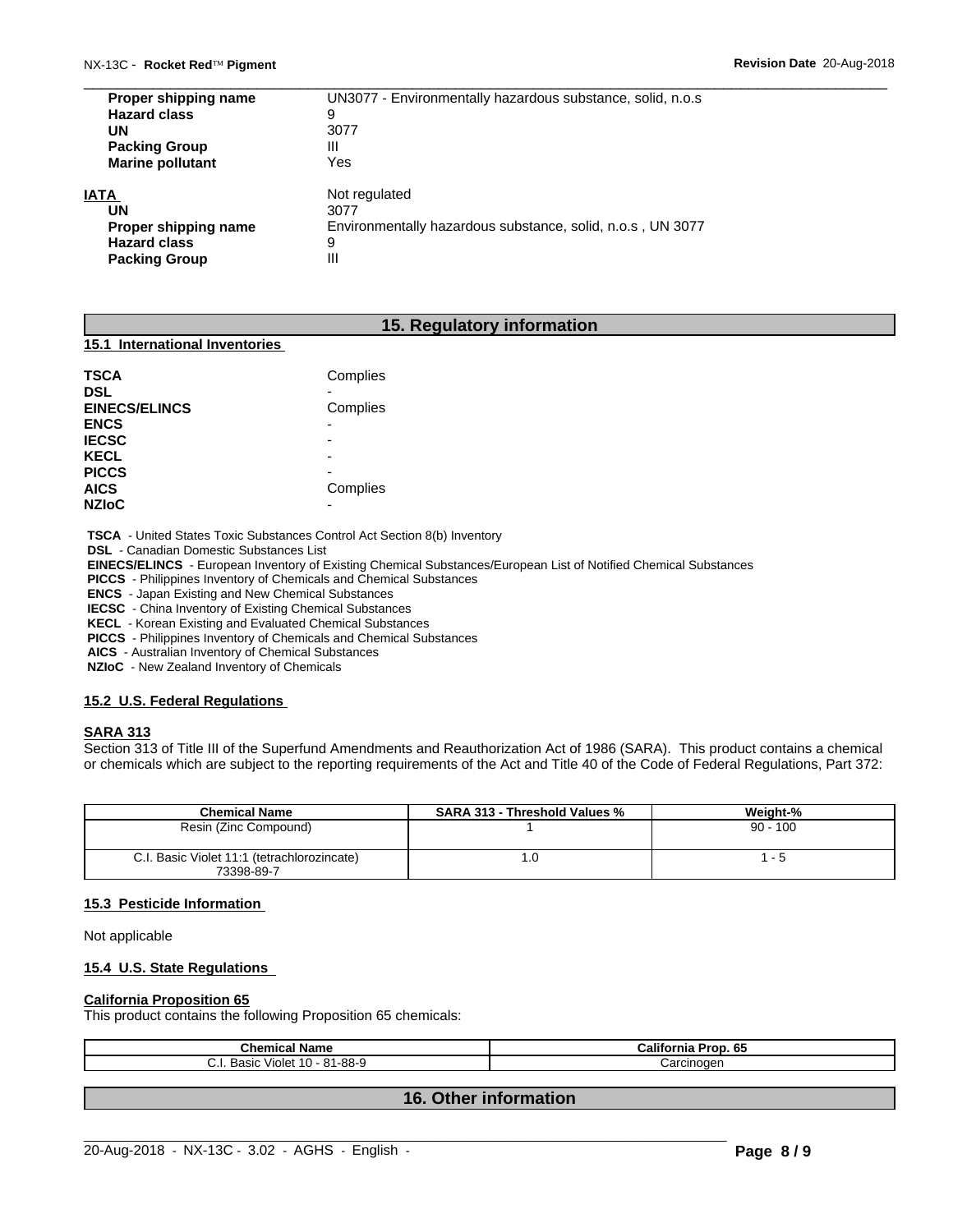| | |
|---|---|
| **Proper shipping name** | UN3077 - Environmentally hazardous substance, solid, n.o.s |
| **Hazard class** | 9 |
| **UN** | 3077 |
| **Packing Group** | III |
| **Marine pollutant** | Yes |

| | |
|---|---|
| **IATA** | Not regulated |
| **UN** | 3077 |
| **Proper shipping name** | Environmentally hazardous substance, solid, n.o.s , UN 3077 |
| **Hazard class** | 9 |
| **Packing Group** | III |

## 15. Regulatory information

### 15.1 International Inventories

| | |
|---|---|
| **TSCA** | Complies |
| **DSL** | - |
| **EINECS/ELINCS** | Complies |
| **ENCS** | - |
| **IECSC** | - |
| **KECL** | - |
| **PICCS** | - |
| **AICS** | Complies |
| **NZIoC** | - |

**TSCA** - United States Toxic Substances Control Act Section 8(b) Inventory
**DSL** - Canadian Domestic Substances List
**EINECS/ELINCS** - European Inventory of Existing Chemical Substances/European List of Notified Chemical Substances
**PICCS** - Philippines Inventory of Chemicals and Chemical Substances
**ENCS** - Japan Existing and New Chemical Substances
**IECSC** - China Inventory of Existing Chemical Substances
**KECL** - Korean Existing and Evaluated Chemical Substances
**PICCS** - Philippines Inventory of Chemicals and Chemical Substances
**AICS** - Australian Inventory of Chemical Substances
**NZIoC** - New Zealand Inventory of Chemicals

### 15.2 U.S. Federal Regulations

**SARA 313**

Section 313 of Title III of the Superfund Amendments and Reauthorization Act of 1986 (SARA). This product contains a chemical or chemicals which are subject to the reporting requirements of the Act and Title 40 of the Code of Federal Regulations, Part 372:

| Chemical Name | SARA 313 - Threshold Values % | Weight-% |
|---|---|---|
| Resin (Zinc Compound) | 1 | 90 - 100 |
| C.I. Basic Violet 11:1 (tetrachlorozincate) 73398-89-7 | 1.0 | 1 - 5 |

### 15.3 Pesticide Information

Not applicable

### 15.4 U.S. State Regulations

**California Proposition 65**

This product contains the following Proposition 65 chemicals:

| Chemical Name | California Prop. 65 |
|---|---|
| C.I. Basic Violet 10 - 81-88-9 | Carcinogen |

## 16. Other information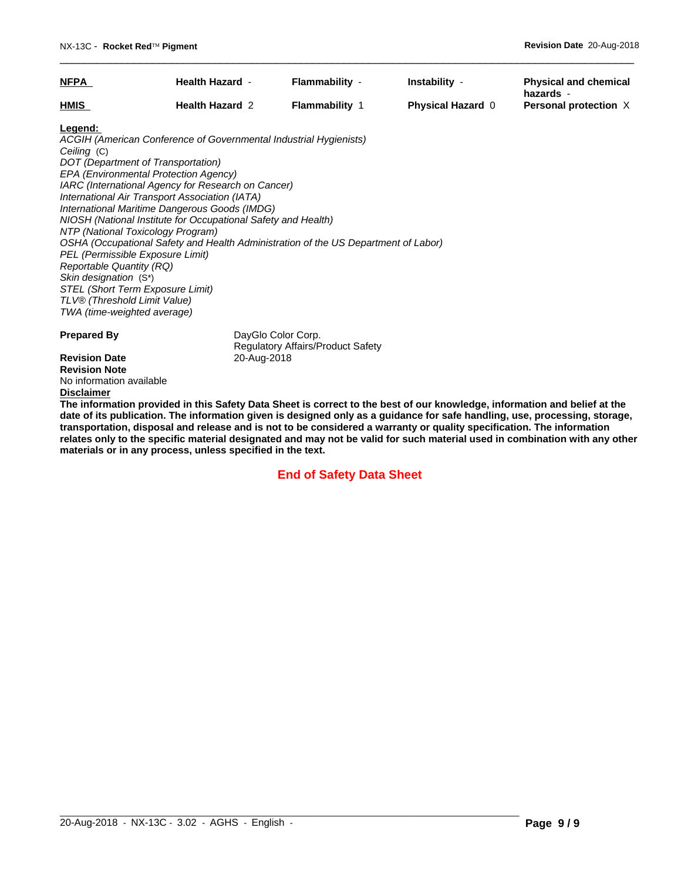| | | | | |
|---|---|---|---|---|
| **NFPA** | **Health Hazard** - | **Flammability** - | **Instability** - | **Physical and chemical hazards** - |
| **HMIS** | **Health Hazard** 2 | **Flammability** 1 | **Physical Hazard** 0 | **Personal protection** X |

**Legend:**

*ACGIH (American Conference of Governmental Industrial Hygienists)*
*Ceiling* (C)
*DOT (Department of Transportation)*
*EPA (Environmental Protection Agency)*
*IARC (International Agency for Research on Cancer)*
*International Air Transport Association (IATA)*
*International Maritime Dangerous Goods (IMDG)*
*NIOSH (National Institute for Occupational Safety and Health)*
*NTP (National Toxicology Program)*
*OSHA (Occupational Safety and Health Administration of the US Department of Labor)*
*PEL (Permissible Exposure Limit)*
*Reportable Quantity (RQ)*
*Skin designation* (S*)
*STEL (Short Term Exposure Limit)*
*TLV® (Threshold Limit Value)*
*TWA (time-weighted average)*

**Prepared By** DayGlo Color Corp.
Regulatory Affairs/Product Safety

**Revision Date** 20-Aug-2018

**Revision Note**

No information available

**Disclaimer**

**The information provided in this Safety Data Sheet is correct to the best of our knowledge, information and belief at the date of its publication. The information given is designed only as a guidance for safe handling, use, processing, storage, transportation, disposal and release and is not to be considered a warranty or quality specification. The information relates only to the specific material designated and may not be valid for such material used in combination with any other materials or in any process, unless specified in the text.**

**End of Safety Data Sheet**